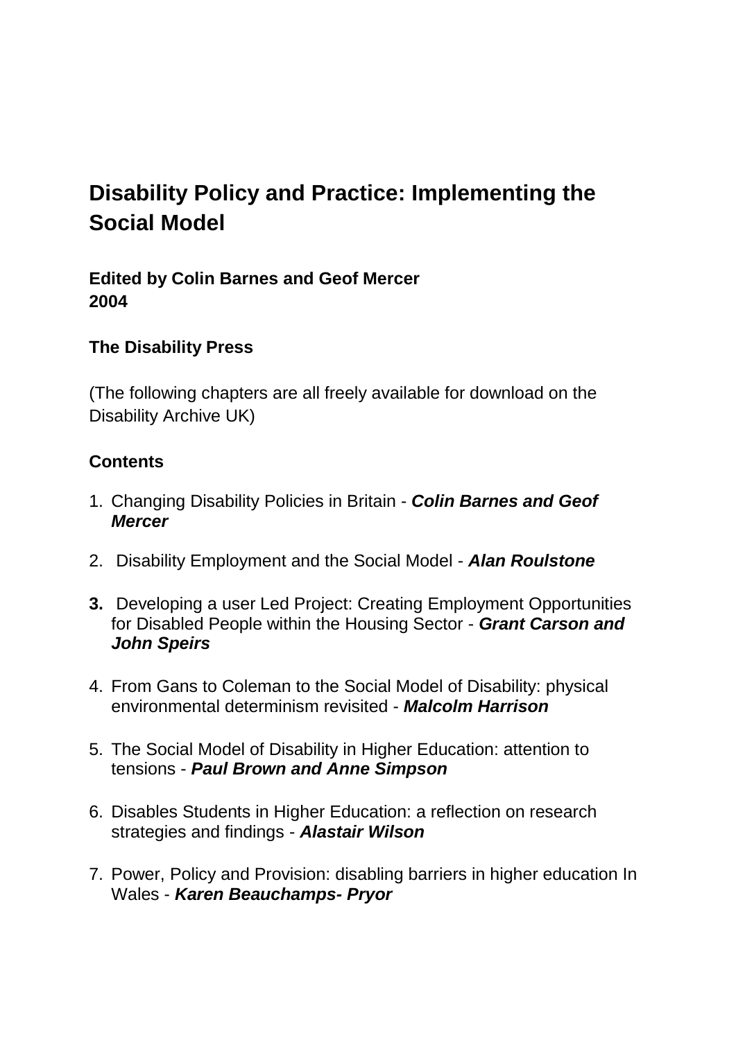# Disability Policy and Practice: Implementing the Social Model

**Edited by Colin Barnes and Geof Mercer**
**2004**

**The Disability Press**

(The following chapters are all freely available for download on the Disability Archive UK)

## Contents

1. Changing Disability Policies in Britain - ***Colin Barnes and Geof Mercer***

2. Disability Employment and the Social Model - ***Alan Roulstone***

3. Developing a user Led Project: Creating Employment Opportunities for Disabled People within the Housing Sector - ***Grant Carson and John Speirs***

4. From Gans to Coleman to the Social Model of Disability: physical environmental determinism revisited - ***Malcolm Harrison***

5. The Social Model of Disability in Higher Education: attention to tensions - ***Paul Brown and Anne Simpson***

6. Disables Students in Higher Education: a reflection on research strategies and findings - ***Alastair Wilson***

7. Power, Policy and Provision: disabling barriers in higher education In Wales - ***Karen Beauchamps- Pryor***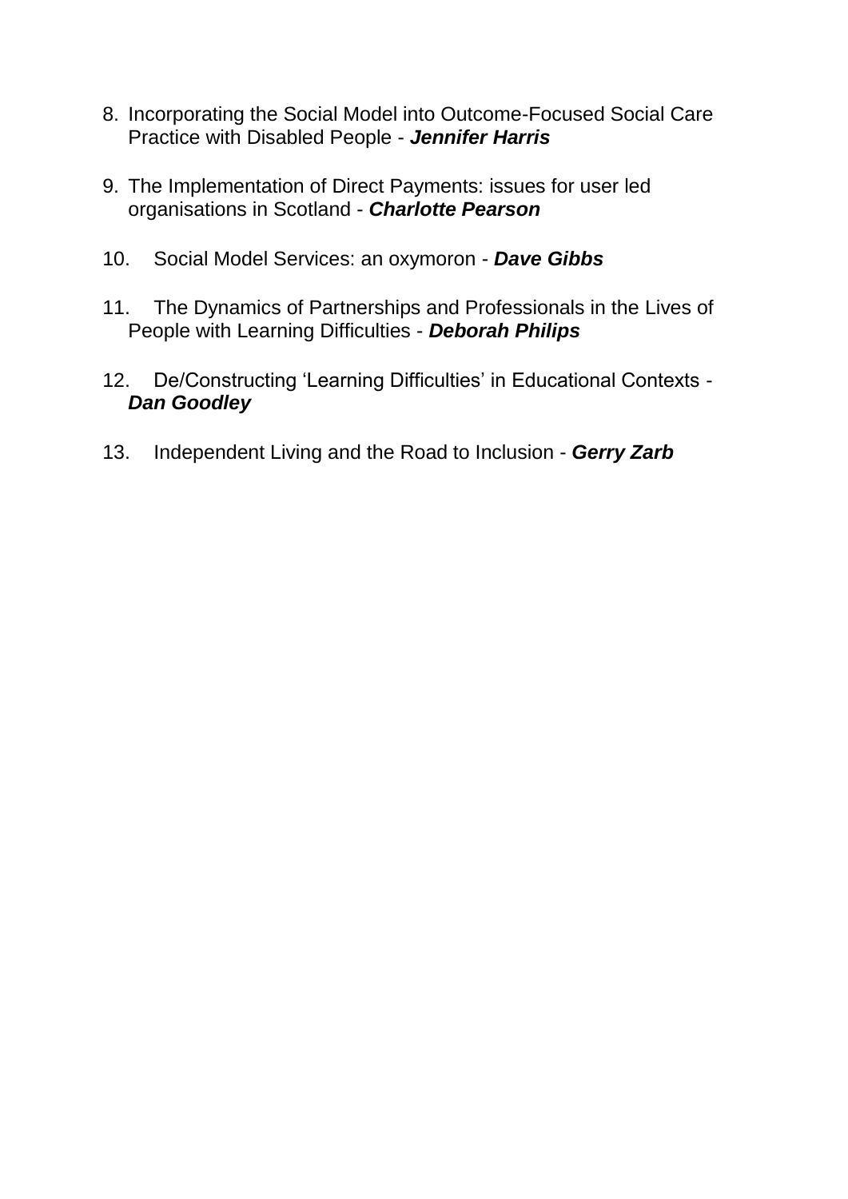8. Incorporating the Social Model into Outcome-Focused Social Care Practice with Disabled People - ***Jennifer Harris***

9. The Implementation of Direct Payments: issues for user led organisations in Scotland - ***Charlotte Pearson***

10. Social Model Services: an oxymoron - ***Dave Gibbs***

11. The Dynamics of Partnerships and Professionals in the Lives of People with Learning Difficulties - ***Deborah Philips***

12. De/Constructing ‘Learning Difficulties’ in Educational Contexts - ***Dan Goodley***

13. Independent Living and the Road to Inclusion - ***Gerry Zarb***